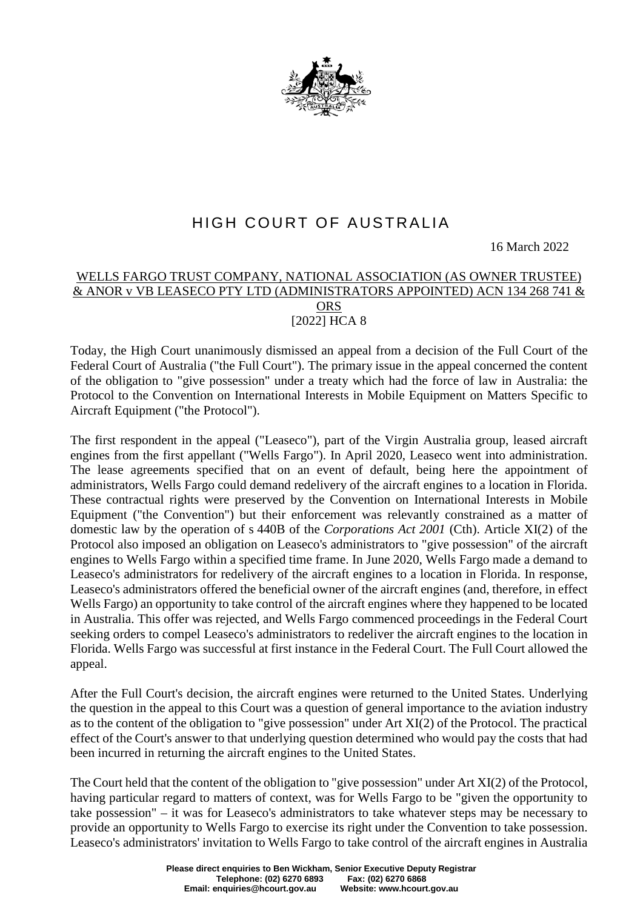# HIGH COURT OF AUSTRALIA

16 March 2022

WELLS FARGO TRUST COMPANY, NATIONAL ASSOCIATION (AS OWNER TRUSTEE) & ANOR v VB LEASECO PTY LTD (ADMINISTRATORS APPOINTED) ACN 134 268 741 & ORS
[2022] HCA 8

Today, the High Court unanimously dismissed an appeal from a decision of the Full Court of the Federal Court of Australia ("the Full Court"). The primary issue in the appeal concerned the content of the obligation to "give possession" under a treaty which had the force of law in Australia: the Protocol to the Convention on International Interests in Mobile Equipment on Matters Specific to Aircraft Equipment ("the Protocol").

The first respondent in the appeal ("Leaseco"), part of the Virgin Australia group, leased aircraft engines from the first appellant ("Wells Fargo"). In April 2020, Leaseco went into administration. The lease agreements specified that on an event of default, being here the appointment of administrators, Wells Fargo could demand redelivery of the aircraft engines to a location in Florida. These contractual rights were preserved by the Convention on International Interests in Mobile Equipment ("the Convention") but their enforcement was relevantly constrained as a matter of domestic law by the operation of s 440B of the *Corporations Act 2001* (Cth). Article XI(2) of the Protocol also imposed an obligation on Leaseco's administrators to "give possession" of the aircraft engines to Wells Fargo within a specified time frame. In June 2020, Wells Fargo made a demand to Leaseco's administrators for redelivery of the aircraft engines to a location in Florida. In response, Leaseco's administrators offered the beneficial owner of the aircraft engines (and, therefore, in effect Wells Fargo) an opportunity to take control of the aircraft engines where they happened to be located in Australia. This offer was rejected, and Wells Fargo commenced proceedings in the Federal Court seeking orders to compel Leaseco's administrators to redeliver the aircraft engines to the location in Florida. Wells Fargo was successful at first instance in the Federal Court. The Full Court allowed the appeal.

After the Full Court's decision, the aircraft engines were returned to the United States. Underlying the question in the appeal to this Court was a question of general importance to the aviation industry as to the content of the obligation to "give possession" under Art XI(2) of the Protocol. The practical effect of the Court's answer to that underlying question determined who would pay the costs that had been incurred in returning the aircraft engines to the United States.

The Court held that the content of the obligation to "give possession" under Art XI(2) of the Protocol, having particular regard to matters of context, was for Wells Fargo to be "given the opportunity to take possession" – it was for Leaseco's administrators to take whatever steps may be necessary to provide an opportunity to Wells Fargo to exercise its right under the Convention to take possession. Leaseco's administrators' invitation to Wells Fargo to take control of the aircraft engines in Australia

**Please direct enquiries to Ben Wickham, Senior Executive Deputy Registrar**
**Telephone: (02) 6270 6893 Fax: (02) 6270 6868**
**Email: enquiries@hcourt.gov.au Website: www.hcourt.gov.au**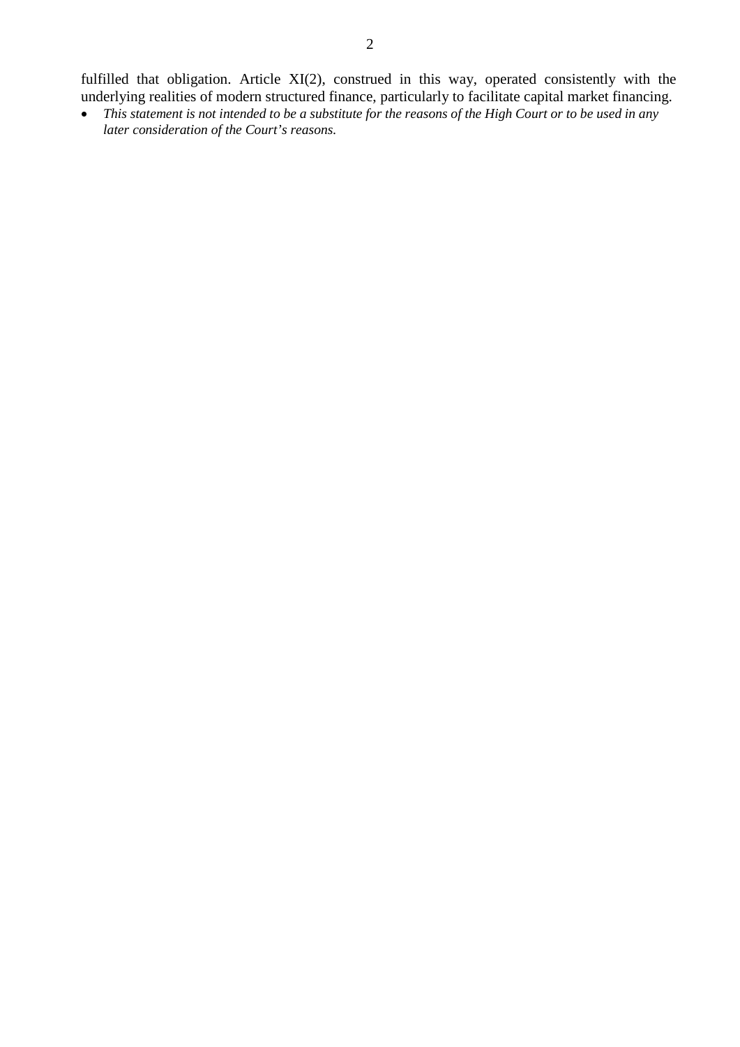fulfilled that obligation. Article XI(2), construed in this way, operated consistently with the underlying realities of modern structured finance, particularly to facilitate capital market financing.

- *This statement is not intended to be a substitute for the reasons of the High Court or to be used in any later consideration of the Court's reasons.*